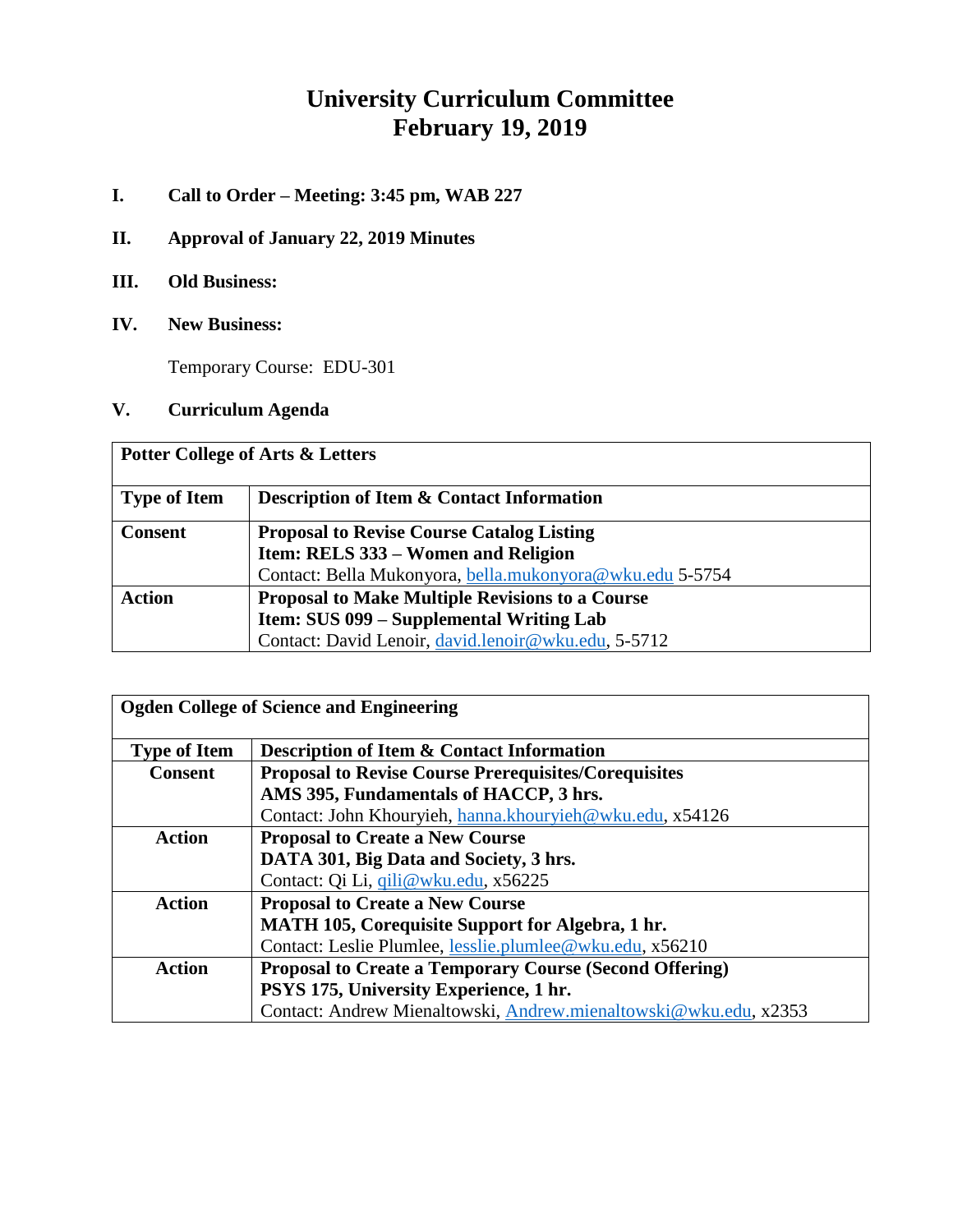# University Curriculum Committee
# February 19, 2019

**I. Call to Order – Meeting: 3:45 pm, WAB 227**

**II. Approval of January 22, 2019 Minutes**

**III. Old Business:**

**IV. New Business:**

Temporary Course: EDU-301

**V. Curriculum Agenda**

| **Potter College of Arts & Letters** | |
|---|---|
| **Type of Item** | **Description of Item & Contact Information** |
| **Consent** | **Proposal to Revise Course Catalog Listing**<br>**Item: RELS 333 – Women and Religion**<br>Contact: Bella Mukonyora, bella.mukonyora@wku.edu 5-5754 |
| **Action** | **Proposal to Make Multiple Revisions to a Course**<br>**Item: SUS 099 – Supplemental Writing Lab**<br>Contact: David Lenoir, david.lenoir@wku.edu, 5-5712 |

| **Ogden College of Science and Engineering** | |
|---|---|
| **Type of Item** | **Description of Item & Contact Information** |
| **Consent** | **Proposal to Revise Course Prerequisites/Corequisites**<br>**AMS 395, Fundamentals of HACCP, 3 hrs.**<br>Contact: John Khouryieh, hanna.khouryieh@wku.edu, x54126 |
| **Action** | **Proposal to Create a New Course**<br>**DATA 301, Big Data and Society, 3 hrs.**<br>Contact: Qi Li, qili@wku.edu, x56225 |
| **Action** | **Proposal to Create a New Course**<br>**MATH 105, Corequisite Support for Algebra, 1 hr.**<br>Contact: Leslie Plumlee, lesslie.plumlee@wku.edu, x56210 |
| **Action** | **Proposal to Create a Temporary Course (Second Offering)**<br>**PSYS 175, University Experience, 1 hr.**<br>Contact: Andrew Mienaltowski, Andrew.mienaltowski@wku.edu, x2353 |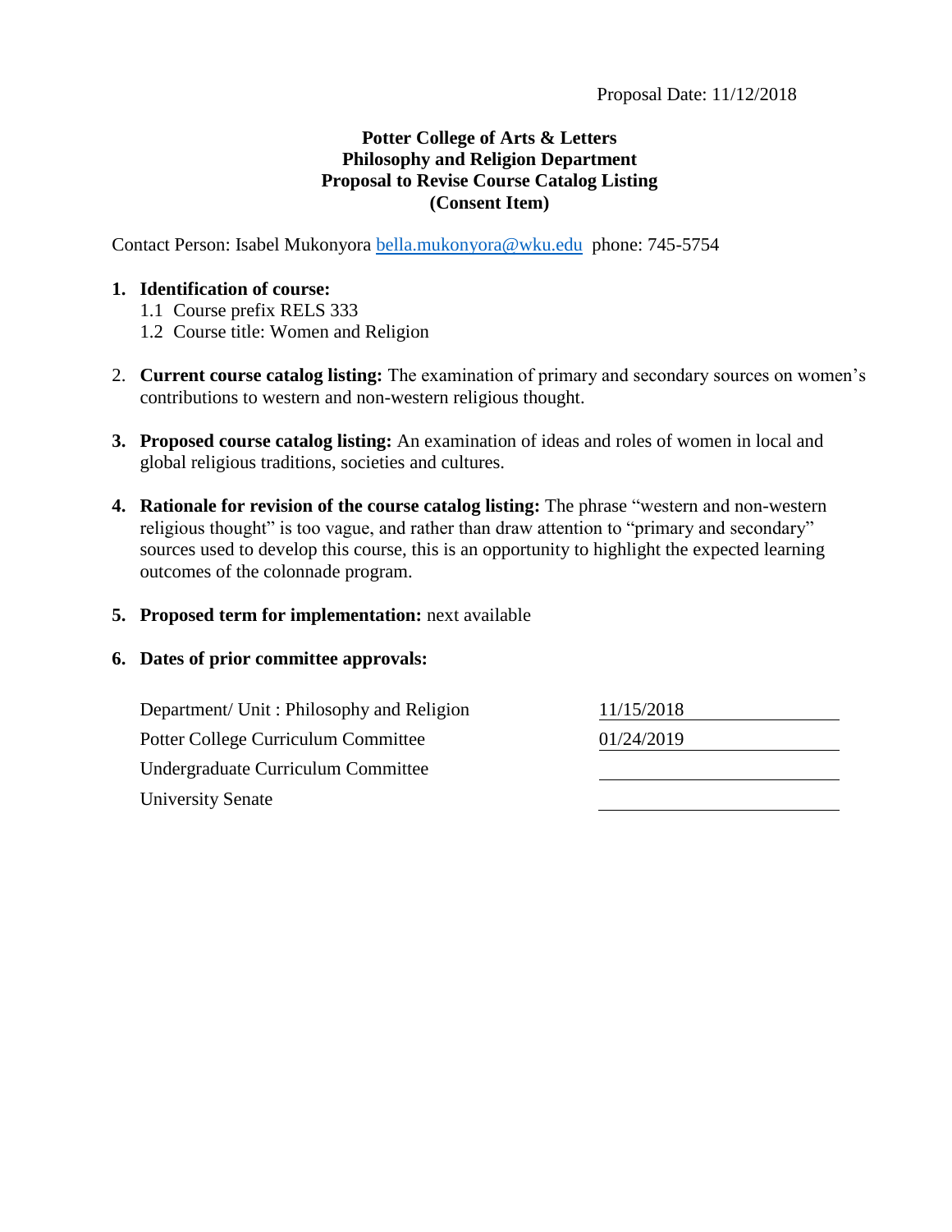Proposal Date: 11/12/2018

**Potter College of Arts & Letters**
**Philosophy and Religion Department**
**Proposal to Revise Course Catalog Listing**
**(Consent Item)**

Contact Person: Isabel Mukonyora bella.mukonyora@wku.edu phone: 745-5754

1. **Identification of course:**
   1.1 Course prefix RELS 333
   1.2 Course title: Women and Religion

2. **Current course catalog listing:** The examination of primary and secondary sources on women's contributions to western and non-western religious thought.

3. **Proposed course catalog listing:** An examination of ideas and roles of women in local and global religious traditions, societies and cultures.

4. **Rationale for revision of the course catalog listing:** The phrase "western and non-western religious thought" is too vague, and rather than draw attention to "primary and secondary" sources used to develop this course, this is an opportunity to highlight the expected learning outcomes of the colonnade program.

5. **Proposed term for implementation:** next available

6. **Dates of prior committee approvals:**

| | |
|---|---|
| Department/ Unit : Philosophy and Religion | 11/15/2018 |
| Potter College Curriculum Committee | 01/24/2019 |
| Undergraduate Curriculum Committee | |
| University Senate | |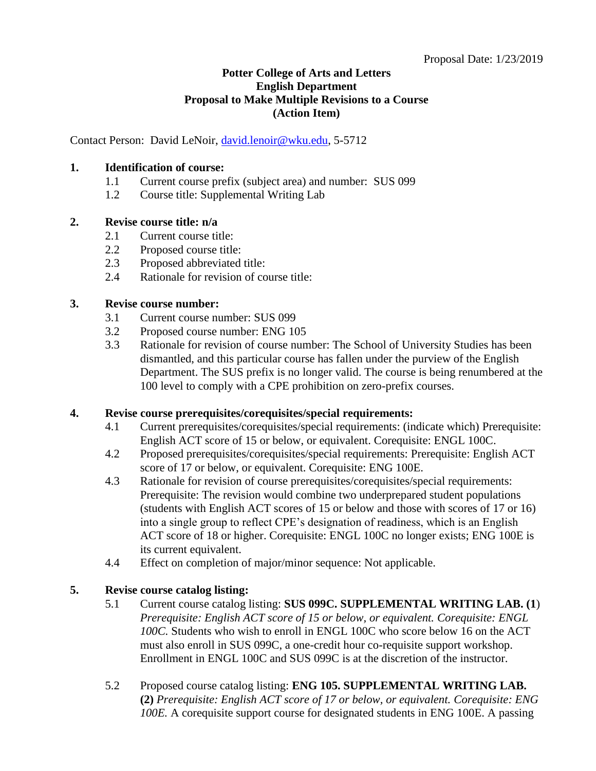Proposal Date: 1/23/2019

**Potter College of Arts and Letters**
**English Department**
**Proposal to Make Multiple Revisions to a Course**
**(Action Item)**

Contact Person: David LeNoir, david.lenoir@wku.edu, 5-5712

**1. Identification of course:**

1.1 Current course prefix (subject area) and number: SUS 099

1.2 Course title: Supplemental Writing Lab

**2. Revise course title: n/a**

2.1 Current course title:

2.2 Proposed course title:

2.3 Proposed abbreviated title:

2.4 Rationale for revision of course title:

**3. Revise course number:**

3.1 Current course number: SUS 099

3.2 Proposed course number: ENG 105

3.3 Rationale for revision of course number: The School of University Studies has been dismantled, and this particular course has fallen under the purview of the English Department. The SUS prefix is no longer valid. The course is being renumbered at the 100 level to comply with a CPE prohibition on zero-prefix courses.

**4. Revise course prerequisites/corequisites/special requirements:**

4.1 Current prerequisites/corequisites/special requirements: (indicate which) Prerequisite: English ACT score of 15 or below, or equivalent. Corequisite: ENGL 100C.

4.2 Proposed prerequisites/corequisites/special requirements: Prerequisite: English ACT score of 17 or below, or equivalent. Corequisite: ENG 100E.

4.3 Rationale for revision of course prerequisites/corequisites/special requirements: Prerequisite: The revision would combine two underprepared student populations (students with English ACT scores of 15 or below and those with scores of 17 or 16) into a single group to reflect CPE's designation of readiness, which is an English ACT score of 18 or higher. Corequisite: ENGL 100C no longer exists; ENG 100E is its current equivalent.

4.4 Effect on completion of major/minor sequence: Not applicable.

**5. Revise course catalog listing:**

5.1 Current course catalog listing: **SUS 099C. SUPPLEMENTAL WRITING LAB. (1**) *Prerequisite: English ACT score of 15 or below, or equivalent. Corequisite: ENGL 100C.* Students who wish to enroll in ENGL 100C who score below 16 on the ACT must also enroll in SUS 099C, a one-credit hour co-requisite support workshop. Enrollment in ENGL 100C and SUS 099C is at the discretion of the instructor.

5.2 Proposed course catalog listing: **ENG 105. SUPPLEMENTAL WRITING LAB. (2)** *Prerequisite: English ACT score of 17 or below, or equivalent. Corequisite: ENG 100E.* A corequisite support course for designated students in ENG 100E. A passing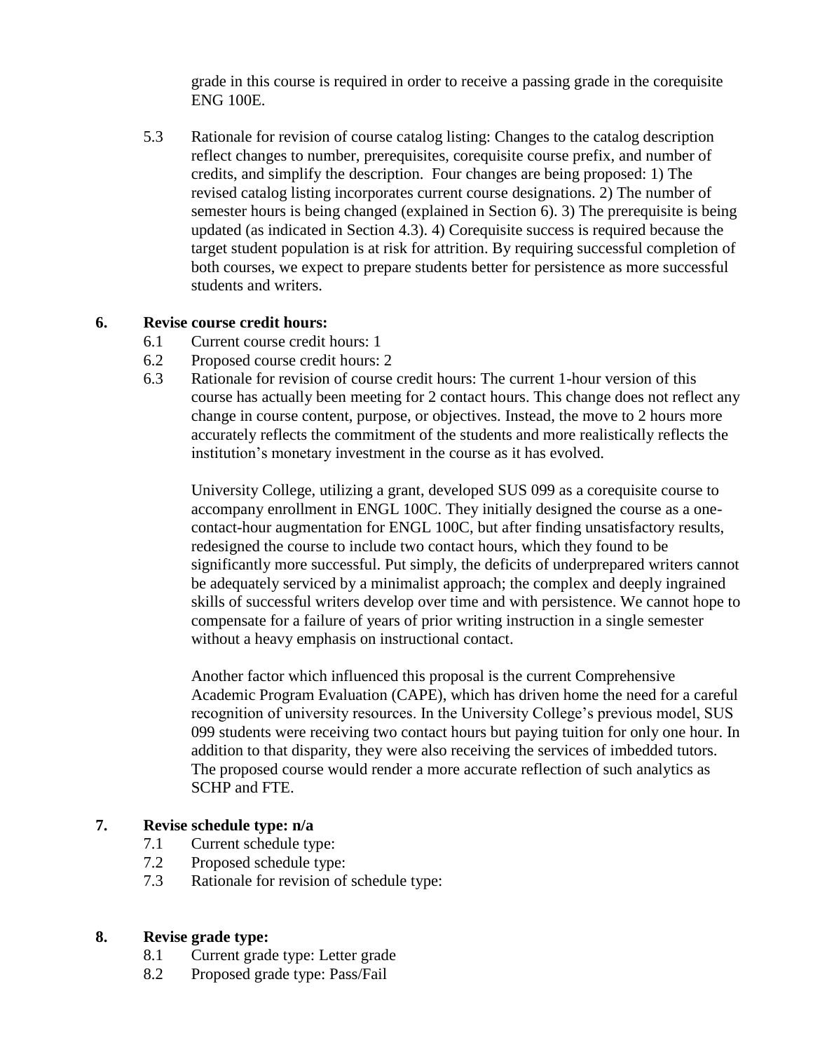grade in this course is required in order to receive a passing grade in the corequisite ENG 100E.

5.3 Rationale for revision of course catalog listing: Changes to the catalog description reflect changes to number, prerequisites, corequisite course prefix, and number of credits, and simplify the description. Four changes are being proposed: 1) The revised catalog listing incorporates current course designations. 2) The number of semester hours is being changed (explained in Section 6). 3) The prerequisite is being updated (as indicated in Section 4.3). 4) Corequisite success is required because the target student population is at risk for attrition. By requiring successful completion of both courses, we expect to prepare students better for persistence as more successful students and writers.

**6. Revise course credit hours:**

6.1 Current course credit hours: 1

6.2 Proposed course credit hours: 2

6.3 Rationale for revision of course credit hours: The current 1-hour version of this course has actually been meeting for 2 contact hours. This change does not reflect any change in course content, purpose, or objectives. Instead, the move to 2 hours more accurately reflects the commitment of the students and more realistically reflects the institution's monetary investment in the course as it has evolved.

University College, utilizing a grant, developed SUS 099 as a corequisite course to accompany enrollment in ENGL 100C. They initially designed the course as a one-contact-hour augmentation for ENGL 100C, but after finding unsatisfactory results, redesigned the course to include two contact hours, which they found to be significantly more successful. Put simply, the deficits of underprepared writers cannot be adequately serviced by a minimalist approach; the complex and deeply ingrained skills of successful writers develop over time and with persistence. We cannot hope to compensate for a failure of years of prior writing instruction in a single semester without a heavy emphasis on instructional contact.

Another factor which influenced this proposal is the current Comprehensive Academic Program Evaluation (CAPE), which has driven home the need for a careful recognition of university resources. In the University College's previous model, SUS 099 students were receiving two contact hours but paying tuition for only one hour. In addition to that disparity, they were also receiving the services of imbedded tutors. The proposed course would render a more accurate reflection of such analytics as SCHP and FTE.

**7. Revise schedule type: n/a**

7.1 Current schedule type:

7.2 Proposed schedule type:

7.3 Rationale for revision of schedule type:

**8. Revise grade type:**

8.1 Current grade type: Letter grade

8.2 Proposed grade type: Pass/Fail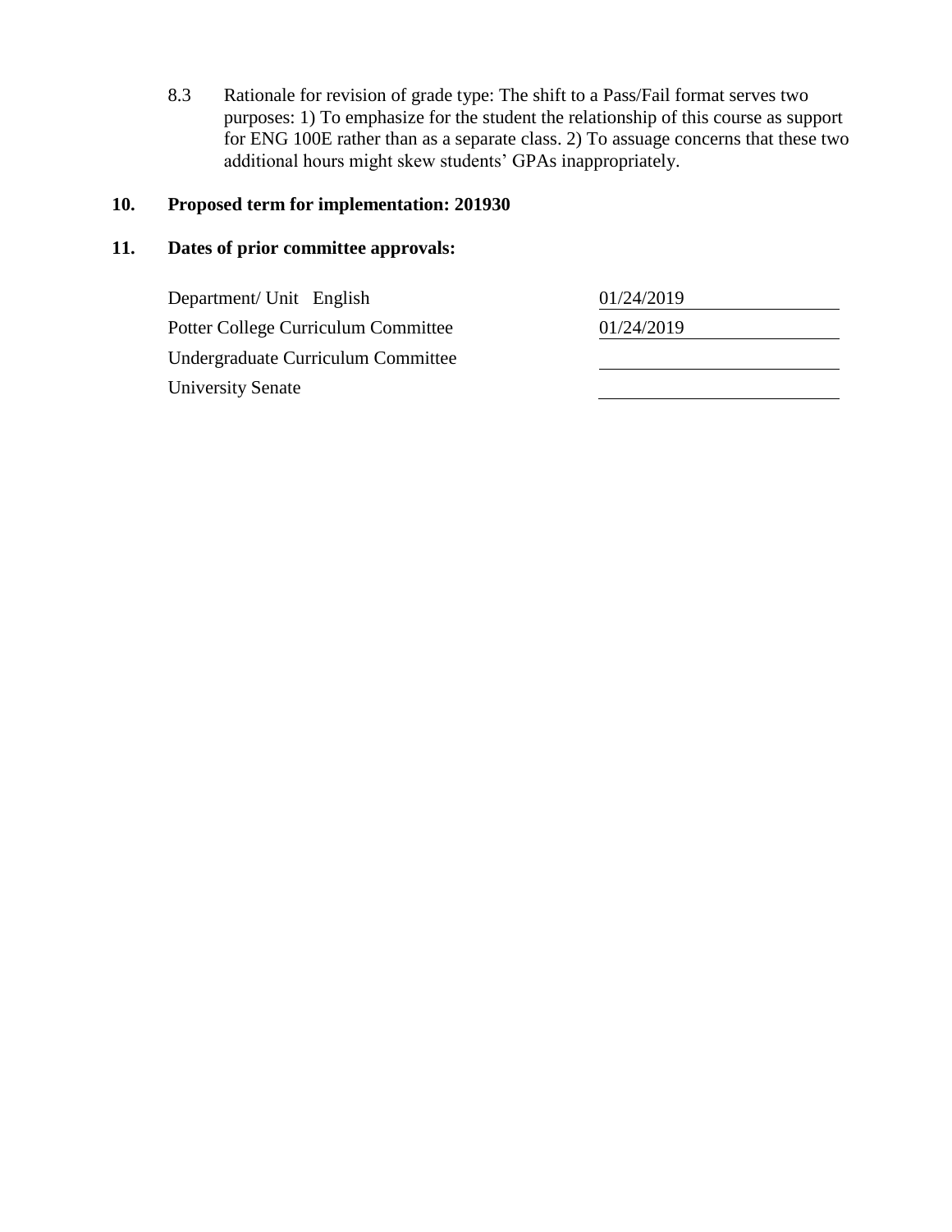8.3 Rationale for revision of grade type: The shift to a Pass/Fail format serves two purposes: 1) To emphasize for the student the relationship of this course as support for ENG 100E rather than as a separate class. 2) To assuage concerns that these two additional hours might skew students' GPAs inappropriately.

**10. Proposed term for implementation: 201930**

**11. Dates of prior committee approvals:**

| | |
|---|---|
| Department/ Unit English | 01/24/2019 |
| Potter College Curriculum Committee | 01/24/2019 |
| Undergraduate Curriculum Committee | |
| University Senate | |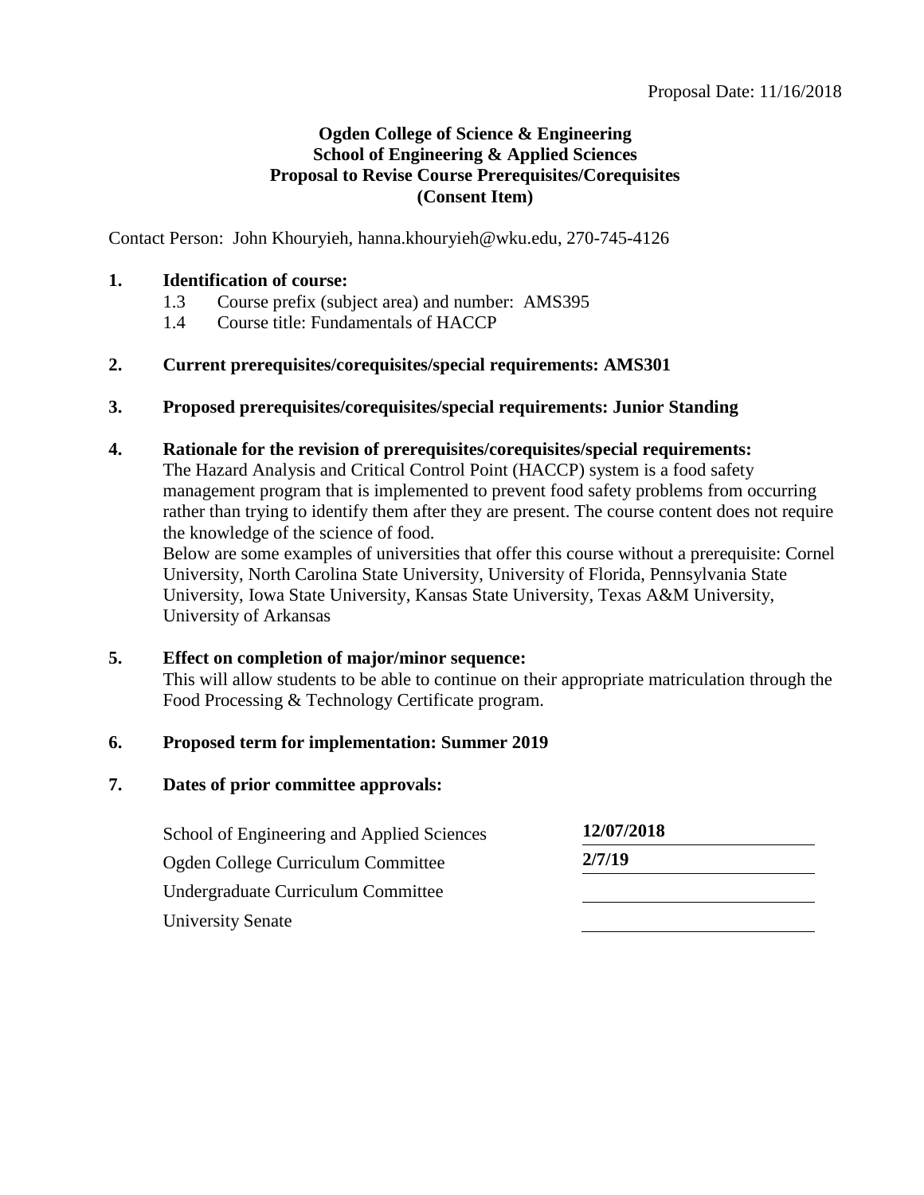Proposal Date: 11/16/2018

**Ogden College of Science & Engineering**
**School of Engineering & Applied Sciences**
**Proposal to Revise Course Prerequisites/Corequisites**
**(Consent Item)**

Contact Person: John Khouryieh, hanna.khouryieh@wku.edu, 270-745-4126

**1. Identification of course:**

1.3 Course prefix (subject area) and number: AMS395

1.4 Course title: Fundamentals of HACCP

**2. Current prerequisites/corequisites/special requirements: AMS301**

**3. Proposed prerequisites/corequisites/special requirements: Junior Standing**

**4. Rationale for the revision of prerequisites/corequisites/special requirements:**

The Hazard Analysis and Critical Control Point (HACCP) system is a food safety management program that is implemented to prevent food safety problems from occurring rather than trying to identify them after they are present. The course content does not require the knowledge of the science of food.

Below are some examples of universities that offer this course without a prerequisite: Cornel University, North Carolina State University, University of Florida, Pennsylvania State University, Iowa State University, Kansas State University, Texas A&M University, University of Arkansas

**5. Effect on completion of major/minor sequence:**

This will allow students to be able to continue on their appropriate matriculation through the Food Processing & Technology Certificate program.

**6. Proposed term for implementation: Summer 2019**

**7. Dates of prior committee approvals:**

| | |
|---|---|
| School of Engineering and Applied Sciences | **12/07/2018** |
| Ogden College Curriculum Committee | **2/7/19** |
| Undergraduate Curriculum Committee | |
| University Senate | |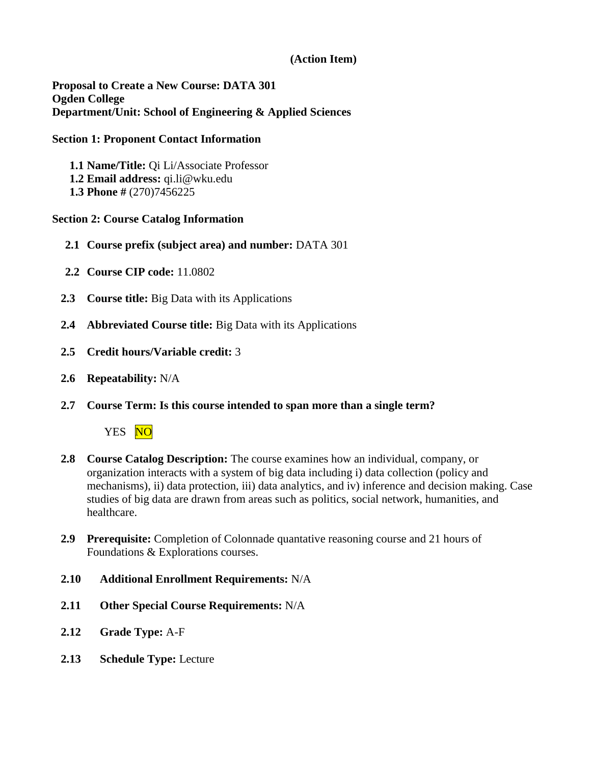**(Action Item)**

**Proposal to Create a New Course: DATA 301**
**Ogden College**
**Department/Unit: School of Engineering & Applied Sciences**

**Section 1: Proponent Contact Information**

**1.1 Name/Title:** Qi Li/Associate Professor
**1.2 Email address:** qi.li@wku.edu
**1.3 Phone #** (270)7456225

**Section 2: Course Catalog Information**

**2.1 Course prefix (subject area) and number:** DATA 301

**2.2 Course CIP code:** 11.0802

**2.3 Course title:** Big Data with its Applications

**2.4 Abbreviated Course title:** Big Data with its Applications

**2.5 Credit hours/Variable credit:** 3

**2.6 Repeatability:** N/A

**2.7 Course Term: Is this course intended to span more than a single term?**

YES NO

**2.8 Course Catalog Description:** The course examines how an individual, company, or organization interacts with a system of big data including i) data collection (policy and mechanisms), ii) data protection, iii) data analytics, and iv) inference and decision making. Case studies of big data are drawn from areas such as politics, social network, humanities, and healthcare.

**2.9 Prerequisite:** Completion of Colonnade quantative reasoning course and 21 hours of Foundations & Explorations courses.

**2.10 Additional Enrollment Requirements:** N/A

**2.11 Other Special Course Requirements:** N/A

**2.12 Grade Type:** A-F

**2.13 Schedule Type:** Lecture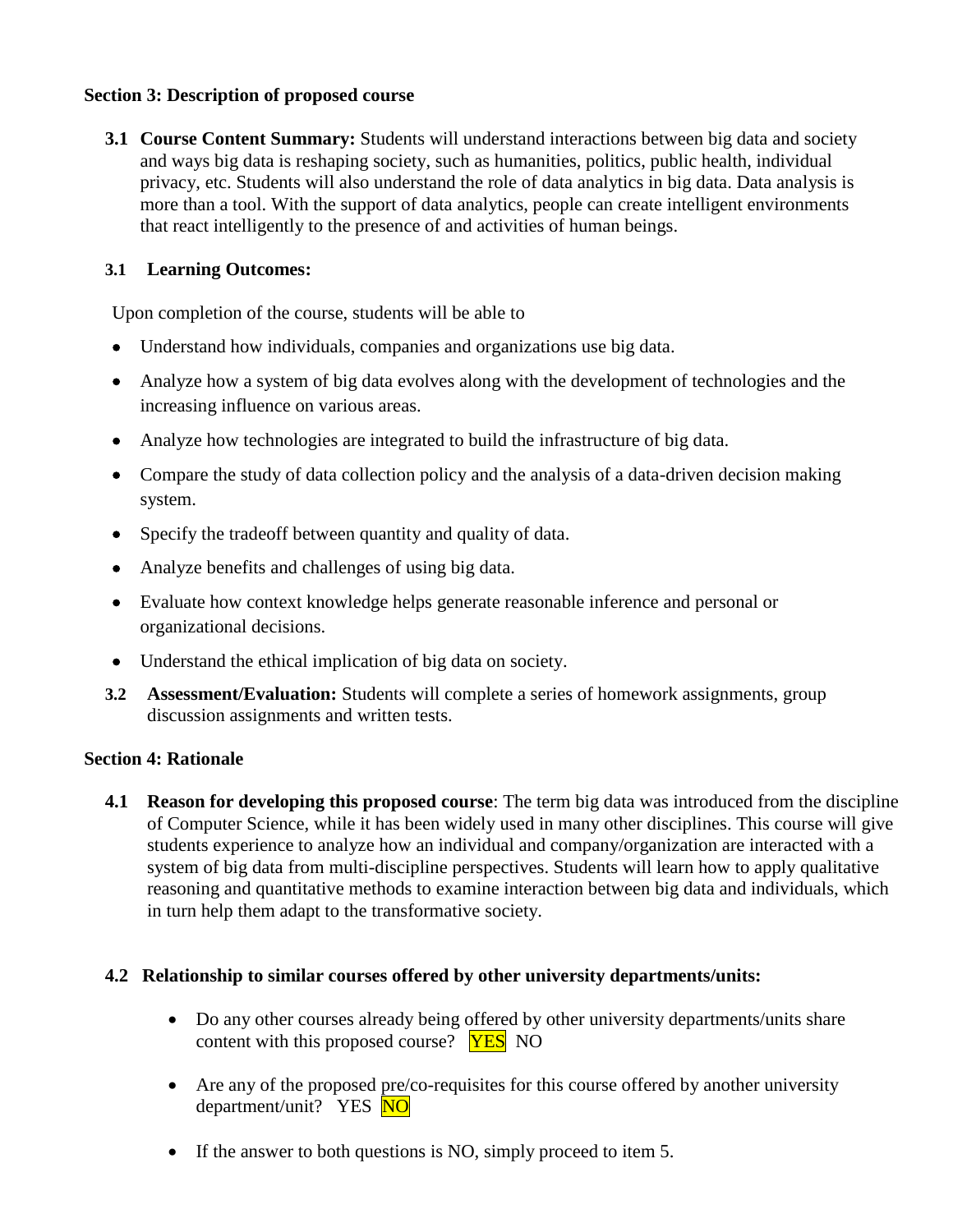**Section 3: Description of proposed course**

**3.1 Course Content Summary:** Students will understand interactions between big data and society and ways big data is reshaping society, such as humanities, politics, public health, individual privacy, etc. Students will also understand the role of data analytics in big data. Data analysis is more than a tool. With the support of data analytics, people can create intelligent environments that react intelligently to the presence of and activities of human beings.

**3.1 Learning Outcomes:**

Upon completion of the course, students will be able to

- Understand how individuals, companies and organizations use big data.
- Analyze how a system of big data evolves along with the development of technologies and the increasing influence on various areas.
- Analyze how technologies are integrated to build the infrastructure of big data.
- Compare the study of data collection policy and the analysis of a data-driven decision making system.
- Specify the tradeoff between quantity and quality of data.
- Analyze benefits and challenges of using big data.
- Evaluate how context knowledge helps generate reasonable inference and personal or organizational decisions.
- Understand the ethical implication of big data on society.

**3.2 Assessment/Evaluation:** Students will complete a series of homework assignments, group discussion assignments and written tests.

**Section 4: Rationale**

**4.1 Reason for developing this proposed course**: The term big data was introduced from the discipline of Computer Science, while it has been widely used in many other disciplines. This course will give students experience to analyze how an individual and company/organization are interacted with a system of big data from multi-discipline perspectives. Students will learn how to apply qualitative reasoning and quantitative methods to examine interaction between big data and individuals, which in turn help them adapt to the transformative society.

**4.2 Relationship to similar courses offered by other university departments/units:**

- Do any other courses already being offered by other university departments/units share content with this proposed course? YES NO
- Are any of the proposed pre/co-requisites for this course offered by another university department/unit? YES NO
- If the answer to both questions is NO, simply proceed to item 5.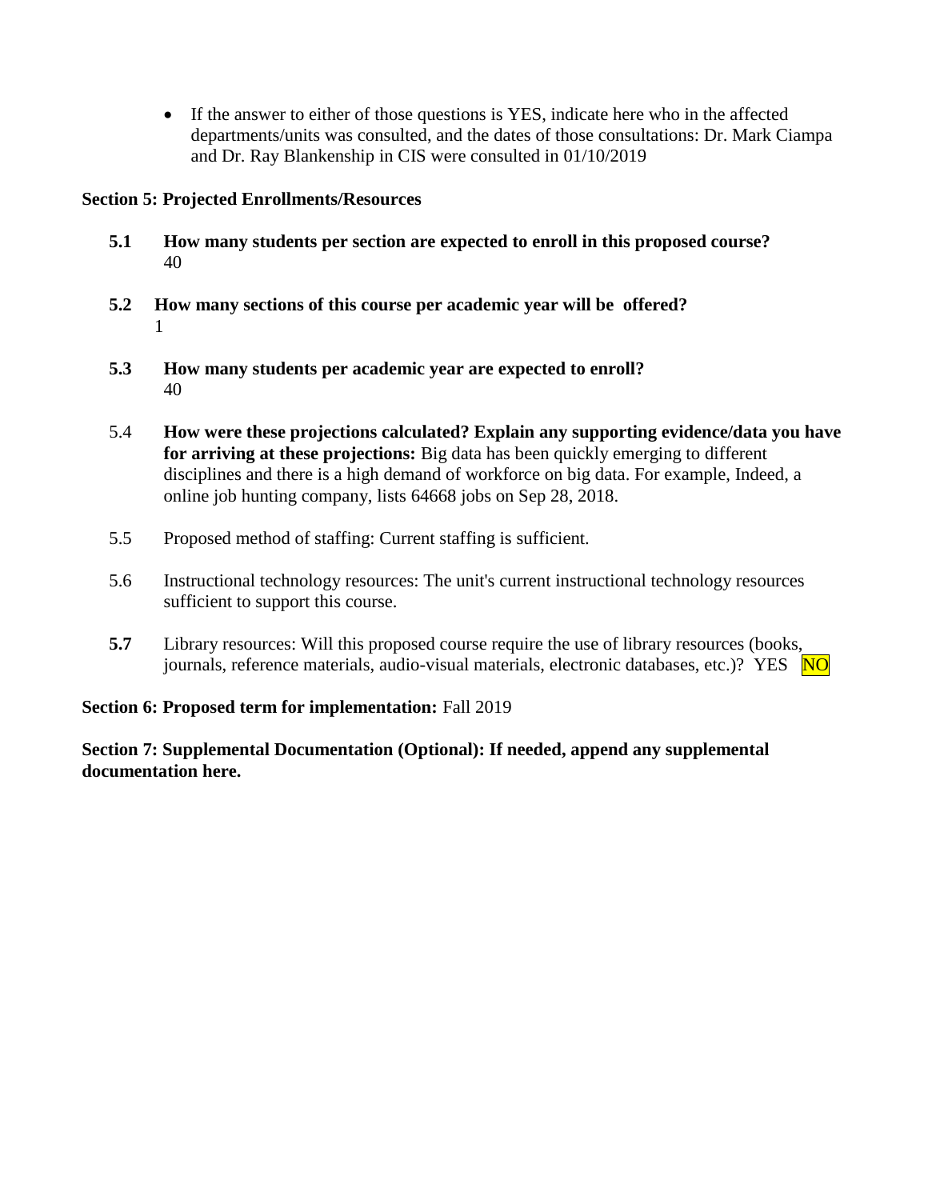- If the answer to either of those questions is YES, indicate here who in the affected departments/units was consulted, and the dates of those consultations: Dr. Mark Ciampa and Dr. Ray Blankenship in CIS were consulted in 01/10/2019

**Section 5: Projected Enrollments/Resources**

**5.1** **How many students per section are expected to enroll in this proposed course?**
40

**5.2** **How many sections of this course per academic year will be offered?**
1

**5.3** **How many students per academic year are expected to enroll?**
40

5.4 **How were these projections calculated? Explain any supporting evidence/data you have for arriving at these projections:** Big data has been quickly emerging to different disciplines and there is a high demand of workforce on big data. For example, Indeed, a online job hunting company, lists 64668 jobs on Sep 28, 2018.

5.5 Proposed method of staffing: Current staffing is sufficient.

5.6 Instructional technology resources: The unit's current instructional technology resources sufficient to support this course.

**5.7** Library resources: Will this proposed course require the use of library resources (books, journals, reference materials, audio-visual materials, electronic databases, etc.)? YES NO

**Section 6: Proposed term for implementation:** Fall 2019

**Section 7: Supplemental Documentation (Optional): If needed, append any supplemental documentation here.**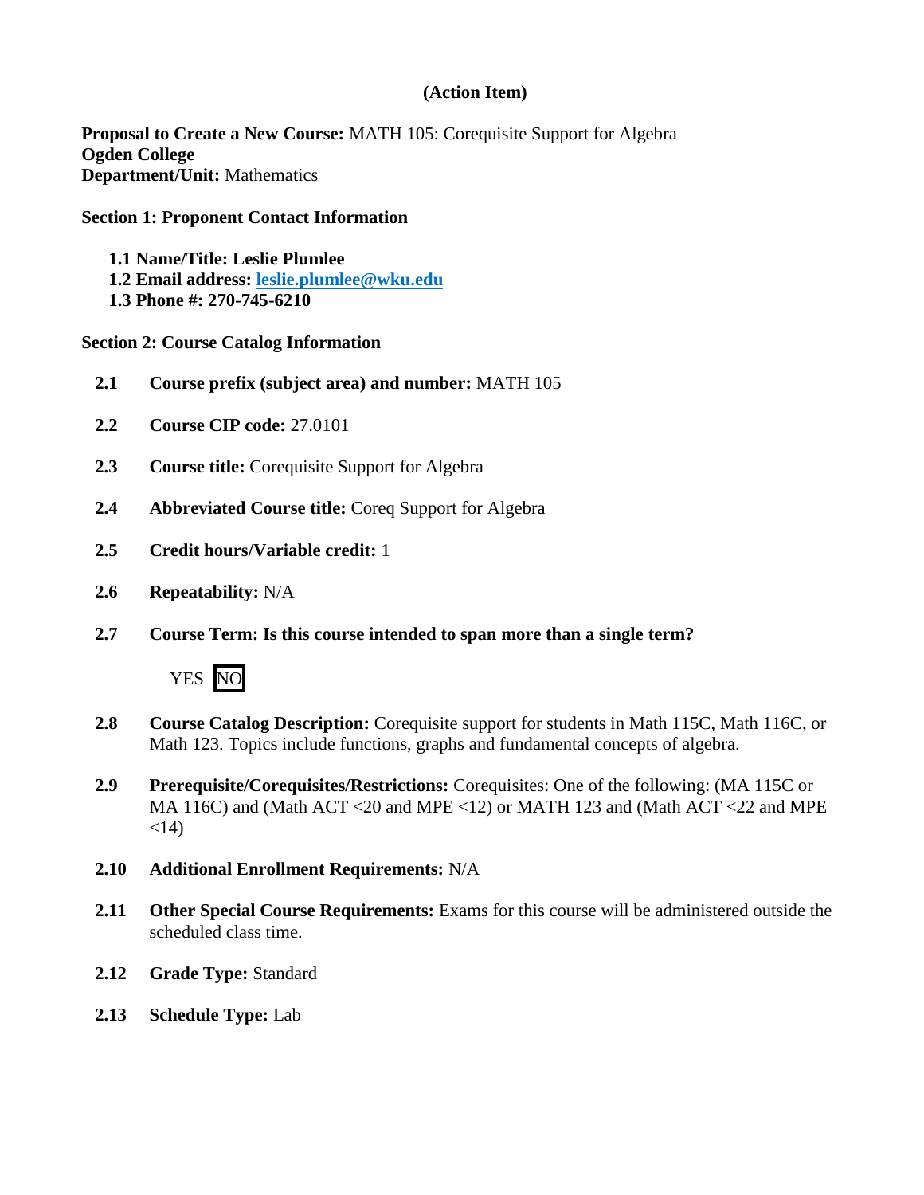**(Action Item)**

**Proposal to Create a New Course:** MATH 105: Corequisite Support for Algebra
**Ogden College**
**Department/Unit:** Mathematics

**Section 1: Proponent Contact Information**

- **1.1 Name/Title: Leslie Plumlee**
- **1.2 Email address: leslie.plumlee@wku.edu**
- **1.3 Phone #: 270-745-6210**

**Section 2: Course Catalog Information**

**2.1 Course prefix (subject area) and number:** MATH 105

**2.2 Course CIP code:** 27.0101

**2.3 Course title:** Corequisite Support for Algebra

**2.4 Abbreviated Course title:** Coreq Support for Algebra

**2.5 Credit hours/Variable credit:** 1

**2.6 Repeatability:** N/A

**2.7 Course Term: Is this course intended to span more than a single term?**

YES **[NO]**

**2.8 Course Catalog Description:** Corequisite support for students in Math 115C, Math 116C, or Math 123. Topics include functions, graphs and fundamental concepts of algebra.

**2.9 Prerequisite/Corequisites/Restrictions:** Corequisites: One of the following: (MA 115C or MA 116C) and (Math ACT <20 and MPE <12) or MATH 123 and (Math ACT <22 and MPE <14)

**2.10 Additional Enrollment Requirements:** N/A

**2.11 Other Special Course Requirements:** Exams for this course will be administered outside the scheduled class time.

**2.12 Grade Type:** Standard

**2.13 Schedule Type:** Lab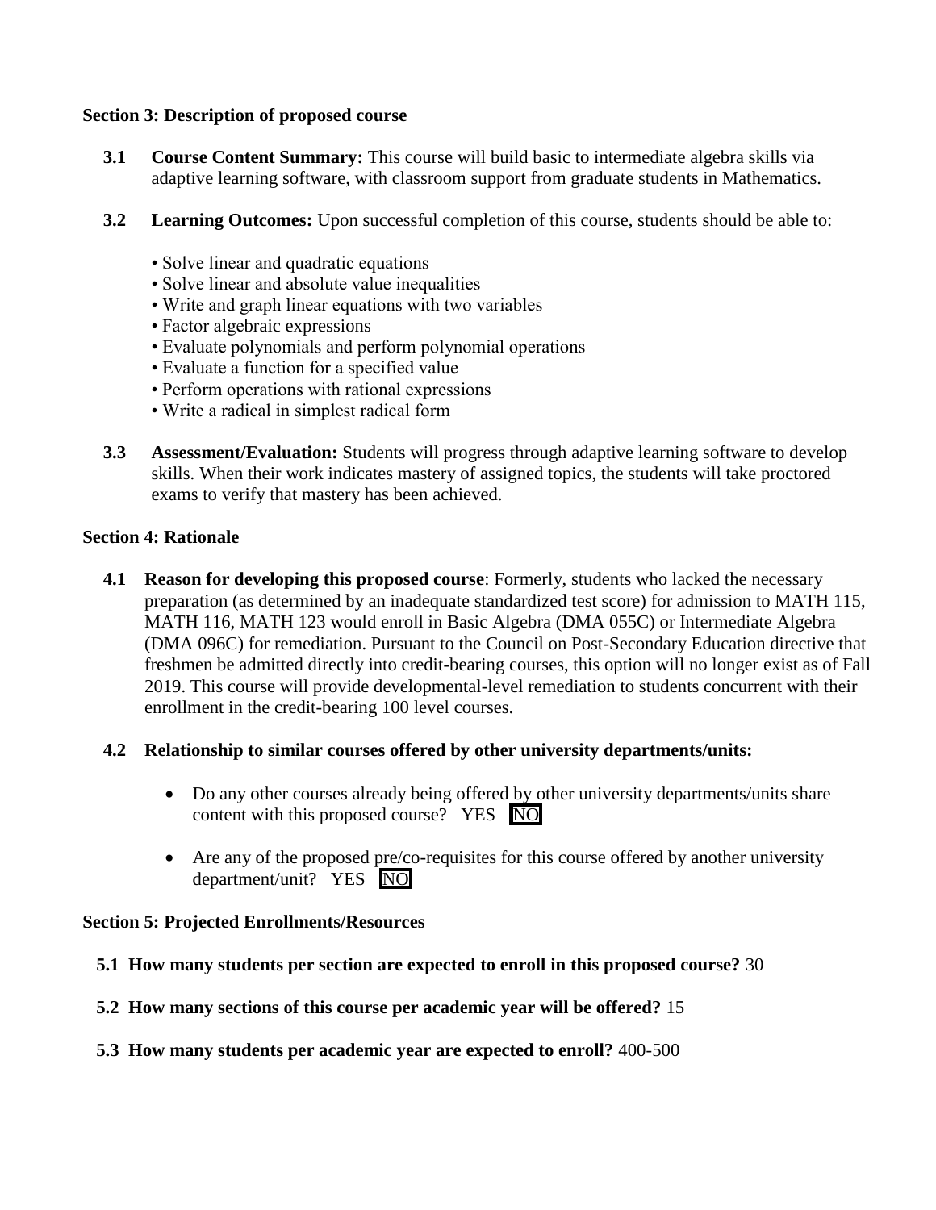**Section 3: Description of proposed course**

**3.1 Course Content Summary:** This course will build basic to intermediate algebra skills via adaptive learning software, with classroom support from graduate students in Mathematics.

**3.2 Learning Outcomes:** Upon successful completion of this course, students should be able to:

- Solve linear and quadratic equations
- Solve linear and absolute value inequalities
- Write and graph linear equations with two variables
- Factor algebraic expressions
- Evaluate polynomials and perform polynomial operations
- Evaluate a function for a specified value
- Perform operations with rational expressions
- Write a radical in simplest radical form

**3.3 Assessment/Evaluation:** Students will progress through adaptive learning software to develop skills. When their work indicates mastery of assigned topics, the students will take proctored exams to verify that mastery has been achieved.

**Section 4: Rationale**

**4.1 Reason for developing this proposed course**: Formerly, students who lacked the necessary preparation (as determined by an inadequate standardized test score) for admission to MATH 115, MATH 116, MATH 123 would enroll in Basic Algebra (DMA 055C) or Intermediate Algebra (DMA 096C) for remediation. Pursuant to the Council on Post-Secondary Education directive that freshmen be admitted directly into credit-bearing courses, this option will no longer exist as of Fall 2019. This course will provide developmental-level remediation to students concurrent with their enrollment in the credit-bearing 100 level courses.

**4.2 Relationship to similar courses offered by other university departments/units:**

- Do any other courses already being offered by other university departments/units share content with this proposed course? YES **NO**
- Are any of the proposed pre/co-requisites for this course offered by another university department/unit? YES **NO**

**Section 5: Projected Enrollments/Resources**

**5.1 How many students per section are expected to enroll in this proposed course?** 30

**5.2 How many sections of this course per academic year will be offered?** 15

**5.3 How many students per academic year are expected to enroll?** 400-500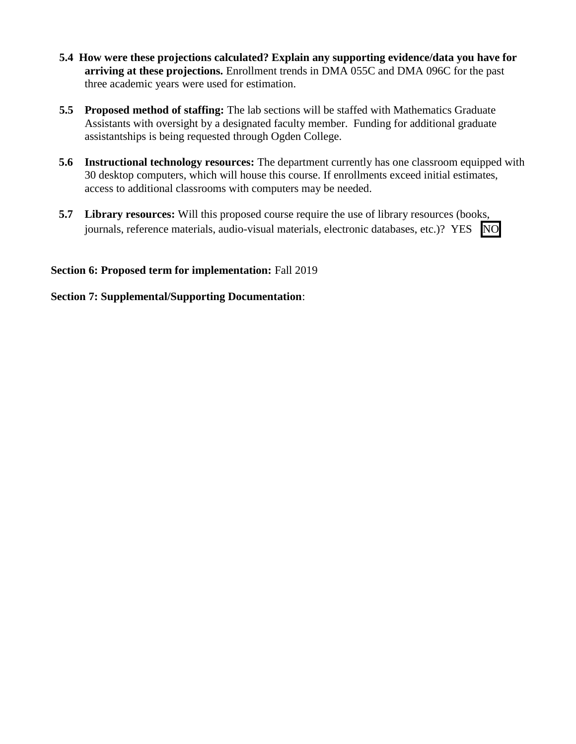**5.4 How were these projections calculated? Explain any supporting evidence/data you have for arriving at these projections.** Enrollment trends in DMA 055C and DMA 096C for the past three academic years were used for estimation.

**5.5 Proposed method of staffing:** The lab sections will be staffed with Mathematics Graduate Assistants with oversight by a designated faculty member. Funding for additional graduate assistantships is being requested through Ogden College.

**5.6 Instructional technology resources:** The department currently has one classroom equipped with 30 desktop computers, which will house this course. If enrollments exceed initial estimates, access to additional classrooms with computers may be needed.

**5.7 Library resources:** Will this proposed course require the use of library resources (books, journals, reference materials, audio-visual materials, electronic databases, etc.)? YES [NO]

**Section 6: Proposed term for implementation:** Fall 2019

**Section 7: Supplemental/Supporting Documentation**: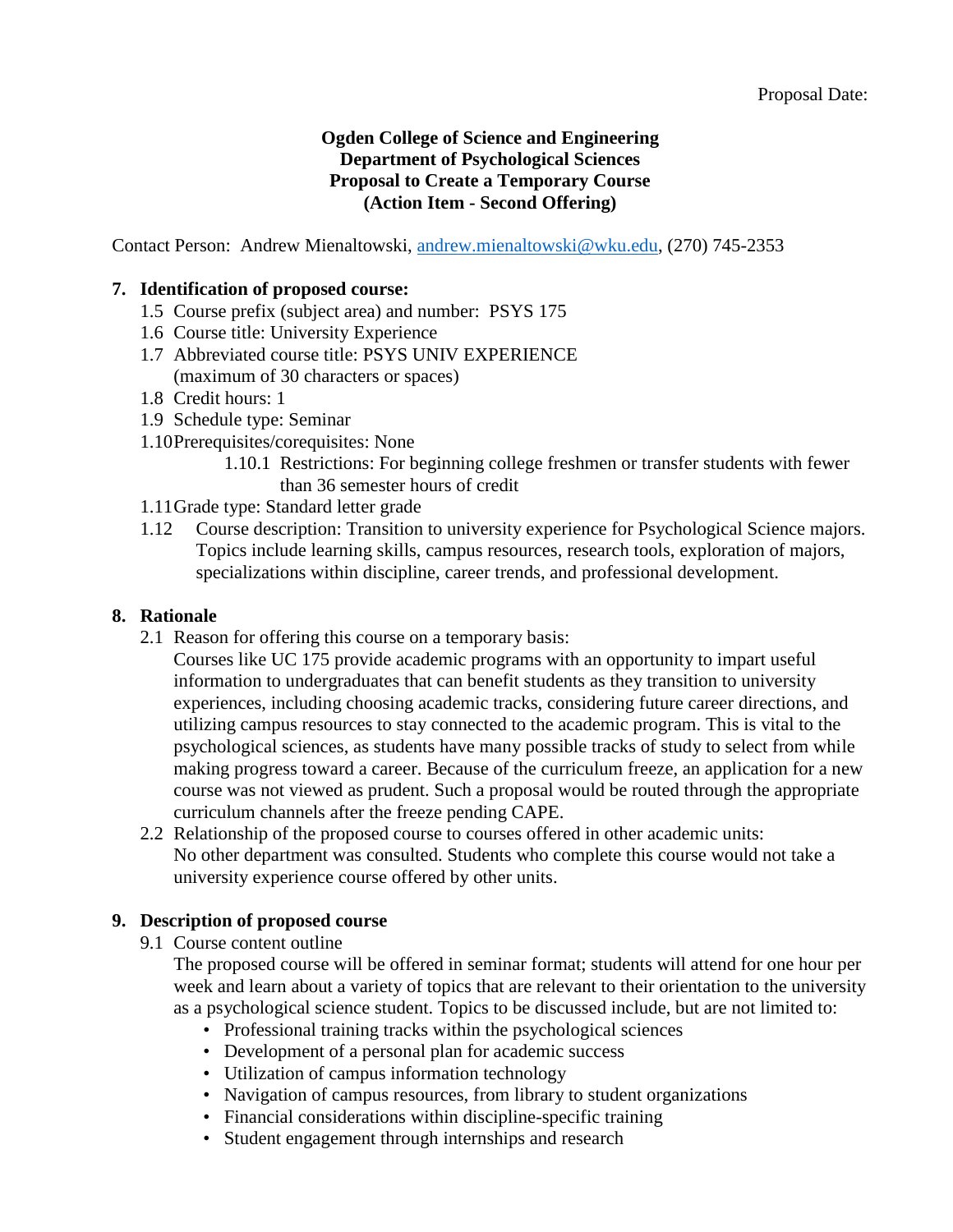Proposal Date:

**Ogden College of Science and Engineering**
**Department of Psychological Sciences**
**Proposal to Create a Temporary Course**
**(Action Item - Second Offering)**

Contact Person: Andrew Mienaltowski, andrew.mienaltowski@wku.edu, (270) 745-2353

**7. Identification of proposed course:**

1.5 Course prefix (subject area) and number: PSYS 175

1.6 Course title: University Experience

1.7 Abbreviated course title: PSYS UNIV EXPERIENCE
(maximum of 30 characters or spaces)

1.8 Credit hours: 1

1.9 Schedule type: Seminar

1.10 Prerequisites/corequisites: None

1.10.1 Restrictions: For beginning college freshmen or transfer students with fewer than 36 semester hours of credit

1.11 Grade type: Standard letter grade

1.12 Course description: Transition to university experience for Psychological Science majors. Topics include learning skills, campus resources, research tools, exploration of majors, specializations within discipline, career trends, and professional development.

**8. Rationale**

2.1 Reason for offering this course on a temporary basis:
Courses like UC 175 provide academic programs with an opportunity to impart useful information to undergraduates that can benefit students as they transition to university experiences, including choosing academic tracks, considering future career directions, and utilizing campus resources to stay connected to the academic program. This is vital to the psychological sciences, as students have many possible tracks of study to select from while making progress toward a career. Because of the curriculum freeze, an application for a new course was not viewed as prudent. Such a proposal would be routed through the appropriate curriculum channels after the freeze pending CAPE.

2.2 Relationship of the proposed course to courses offered in other academic units:
No other department was consulted. Students who complete this course would not take a university experience course offered by other units.

**9. Description of proposed course**

9.1 Course content outline
The proposed course will be offered in seminar format; students will attend for one hour per week and learn about a variety of topics that are relevant to their orientation to the university as a psychological science student. Topics to be discussed include, but are not limited to:

- Professional training tracks within the psychological sciences
- Development of a personal plan for academic success
- Utilization of campus information technology
- Navigation of campus resources, from library to student organizations
- Financial considerations within discipline-specific training
- Student engagement through internships and research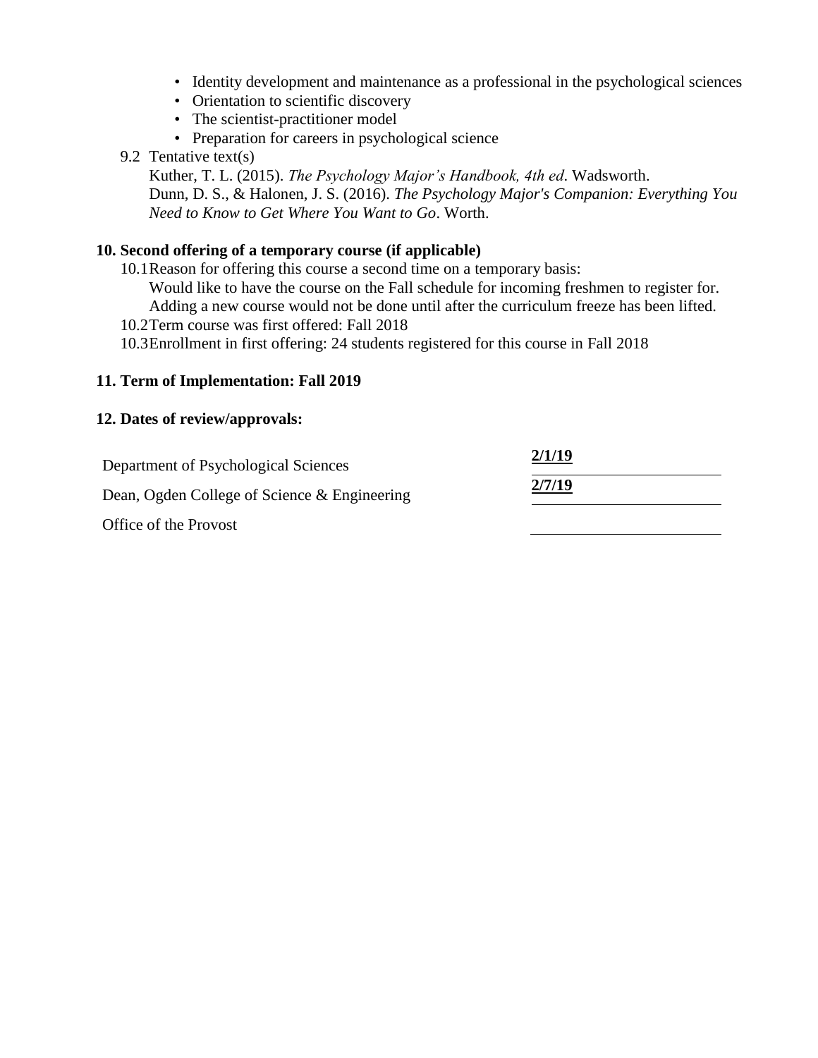- Identity development and maintenance as a professional in the psychological sciences
- Orientation to scientific discovery
- The scientist-practitioner model
- Preparation for careers in psychological science

9.2 Tentative text(s)

Kuther, T. L. (2015). *The Psychology Major's Handbook, 4th ed*. Wadsworth.
Dunn, D. S., & Halonen, J. S. (2016). *The Psychology Major's Companion: Everything You Need to Know to Get Where You Want to Go*. Worth.

**10. Second offering of a temporary course (if applicable)**

10.1 Reason for offering this course a second time on a temporary basis:
Would like to have the course on the Fall schedule for incoming freshmen to register for. Adding a new course would not be done until after the curriculum freeze has been lifted.

10.2 Term course was first offered: Fall 2018

10.3 Enrollment in first offering: 24 students registered for this course in Fall 2018

**11. Term of Implementation: Fall 2019**

**12. Dates of review/approvals:**

| | |
|---|---|
| Department of Psychological Sciences | **2/1/19** |
| Dean, Ogden College of Science & Engineering | **2/7/19** |
| Office of the Provost | |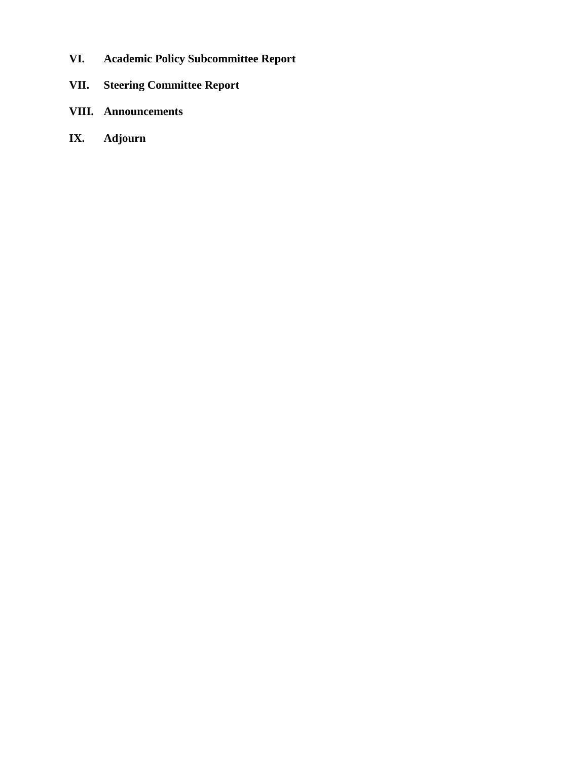**VI. Academic Policy Subcommittee Report**

**VII. Steering Committee Report**

**VIII. Announcements**

**IX. Adjourn**